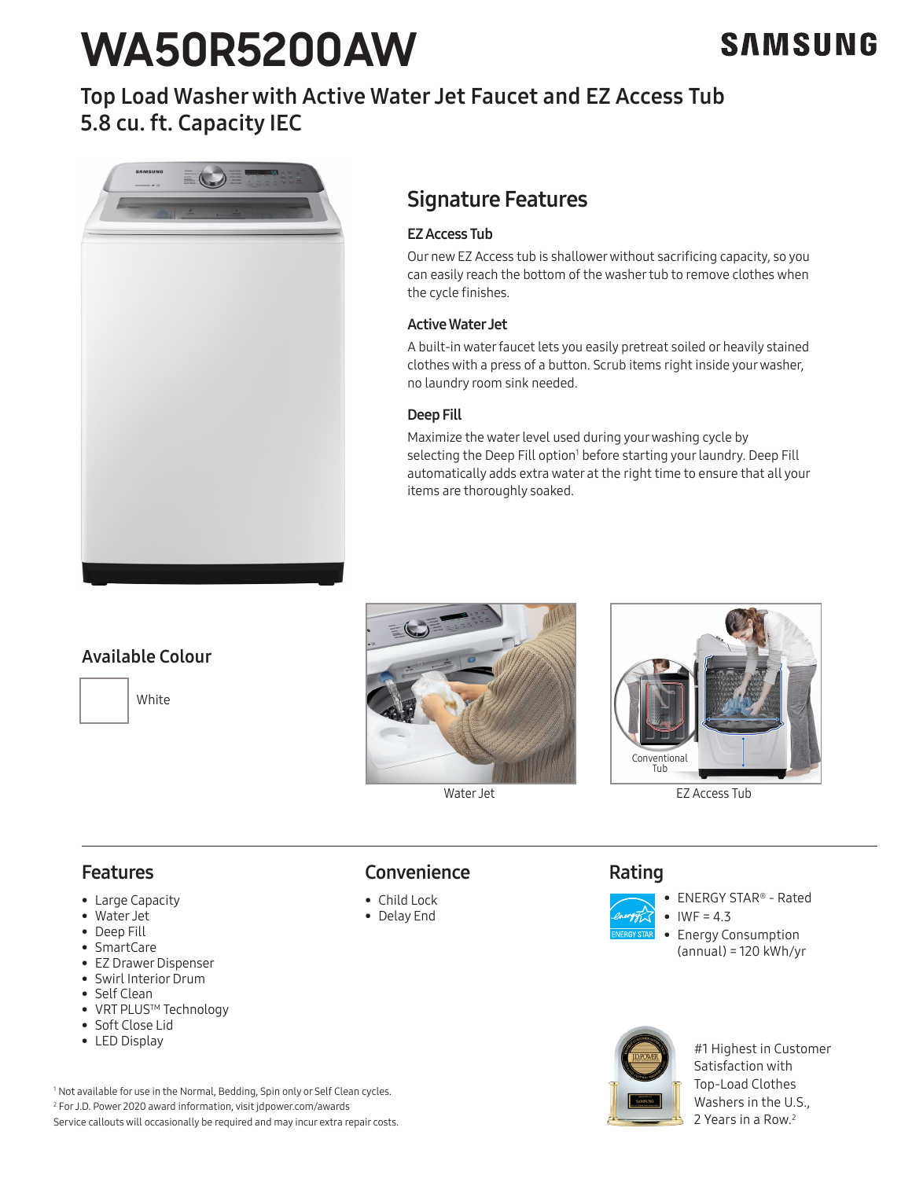# WA50R5200AW

SAMSUNG

## Top Load Washer with Active Water Jet Faucet and EZ Access Tub 5.8 cu. ft. Capacity IEC

## Signature Features

### EZ Access Tub

Our new EZ Access tub is shallower without sacrificing capacity, so you can easily reach the bottom of the washer tub to remove clothes when the cycle finishes.

### Active Water Jet

A built-in water faucet lets you easily pretreat soiled or heavily stained clothes with a press of a button. Scrub items right inside your washer, no laundry room sink needed.

### Deep Fill

Maximize the water level used during your washing cycle by selecting the Deep Fill option[1] before starting your laundry. Deep Fill automatically adds extra water at the right time to ensure that all your items are thoroughly soaked.

## Available Colour

White

Water Jet

Conventional Tub

EZ Access Tub

## Features

- Large Capacity
- Water Jet
- Deep Fill
- SmartCare
- EZ Drawer Dispenser
- Swirl Interior Drum
- Self Clean
- VRT PLUS™ Technology
- Soft Close Lid
- LED Display

## Convenience

- Child Lock
- Delay End

## Rating

- ENERGY STAR® - Rated
- IWF = 4.3
- Energy Consumption (annual) = 120 kWh/yr

#1 Highest in Customer Satisfaction with Top-Load Clothes Washers in the U.S., 2 Years in a Row.[2]

[1] Not available for use in the Normal, Bedding, Spin only or Self Clean cycles.
[2] For J.D. Power 2020 award information, visit jdpower.com/awards
Service callouts will occasionally be required and may incur extra repair costs.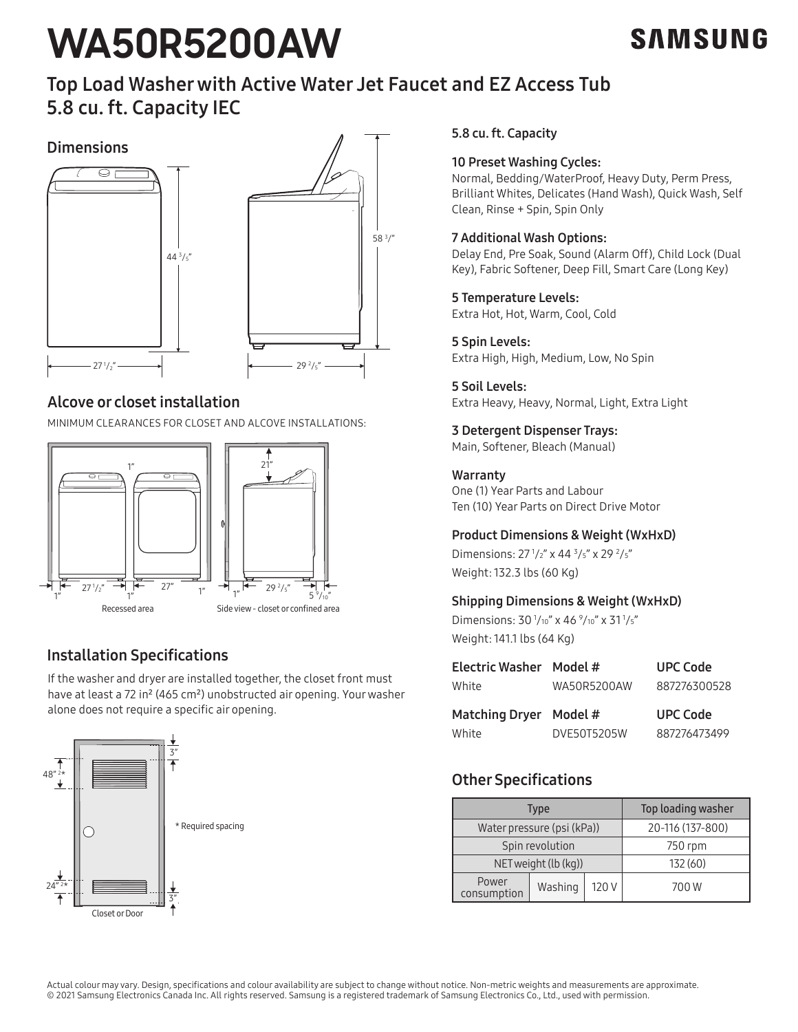# WA50R5200AW

SAMSUNG

## Top Load Washer with Active Water Jet Faucet and EZ Access Tub
## 5.8 cu. ft. Capacity IEC

### Dimensions

44 3/5"

58 3/"

27 1/2"

29 2/5"

### Alcove or closet installation

MINIMUM CLEARANCES FOR CLOSET AND ALCOVE INSTALLATIONS:

1"

21"

1" 27 1/2" 1" 27" 1"

1" 29 2/5" 5 9/10"

Recessed area

Side view - closet or confined area

### Installation Specifications

If the washer and dryer are installed together, the closet front must have at least a 72 in² (465 cm²) unobstructed air opening. Your washer alone does not require a specific air opening.

48" 2*

3"

* Required spacing

24" 2*

3"

Closet or Door

**5.8 cu. ft. Capacity**

**10 Preset Washing Cycles:**
Normal, Bedding/WaterProof, Heavy Duty, Perm Press, Brilliant Whites, Delicates (Hand Wash), Quick Wash, Self Clean, Rinse + Spin, Spin Only

**7 Additional Wash Options:**
Delay End, Pre Soak, Sound (Alarm Off), Child Lock (Dual Key), Fabric Softener, Deep Fill, Smart Care (Long Key)

**5 Temperature Levels:**
Extra Hot, Hot, Warm, Cool, Cold

**5 Spin Levels:**
Extra High, High, Medium, Low, No Spin

**5 Soil Levels:**
Extra Heavy, Heavy, Normal, Light, Extra Light

**3 Detergent Dispenser Trays:**
Main, Softener, Bleach (Manual)

**Warranty**
One (1) Year Parts and Labour
Ten (10) Year Parts on Direct Drive Motor

**Product Dimensions & Weight (WxHxD)**
Dimensions: 27 1/2" x 44 3/5" x 29 2/5"
Weight: 132.3 lbs (60 Kg)

**Shipping Dimensions & Weight (WxHxD)**
Dimensions: 30 1/10" x 46 9/10" x 31 1/5"
Weight: 141.1 lbs (64 Kg)

| Electric Washer | Model # | UPC Code |
|---|---|---|
| White | WA50R5200AW | 887276300528 |

| Matching Dryer | Model # | UPC Code |
|---|---|---|
| White | DVE50T5205W | 887276473499 |

### Other Specifications

| Type | | | Top loading washer |
|---|---|---|---|
| Water pressure (psi (kPa)) | | | 20-116 (137-800) |
| Spin revolution | | | 750 rpm |
| NET weight (lb (kg)) | | | 132 (60) |
| Power consumption | Washing | 120 V | 700 W |

Actual colour may vary. Design, specifications and colour availability are subject to change without notice. Non-metric weights and measurements are approximate.
© 2021 Samsung Electronics Canada Inc. All rights reserved. Samsung is a registered trademark of Samsung Electronics Co., Ltd., used with permission.